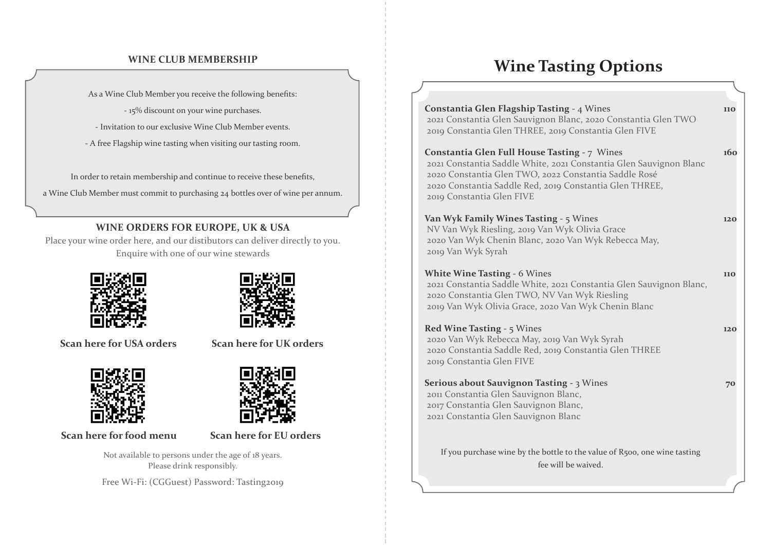## WINE CLUB MEMBERSHIP

As a Wine Club Member you receive the following benefits:

- 15% discount on your wine purchases.
- Invitation to our exclusive Wine Club Member events.
- A free Flagship wine tasting when visiting our tasting room.

In order to retain membership and continue to receive these benefits, a Wine Club Member must commit to purchasing 24 bottles over of wine per annum.

## WINE ORDERS FOR EUROPE, UK & USA

Place your wine order here, and our distibutors can deliver directly to you. Enquire with one of our wine stewards

**Scan here for USA orders**

**Scan here for UK orders**

**Scan here for food menu**

**Scan here for EU orders**

Not available to persons under the age of 18 years.
Please drink responsibly.

Free Wi-Fi: (CGGuest) Password: Tasting2019

# Wine Tasting Options

**Constantia Glen Flagship Tasting** - 4 Wines **110**
2021 Constantia Glen Sauvignon Blanc, 2020 Constantia Glen TWO
2019 Constantia Glen THREE, 2019 Constantia Glen FIVE

**Constantia Glen Full House Tasting** - 7 Wines **160**
2021 Constantia Saddle White, 2021 Constantia Glen Sauvignon Blanc
2020 Constantia Glen TWO, 2022 Constantia Saddle Rosé
2020 Constantia Saddle Red, 2019 Constantia Glen THREE,
2019 Constantia Glen FIVE

**Van Wyk Family Wines Tasting** - 5 Wines **120**
NV Van Wyk Riesling, 2019 Van Wyk Olivia Grace
2020 Van Wyk Chenin Blanc, 2020 Van Wyk Rebecca May,
2019 Van Wyk Syrah

**White Wine Tasting** - 6 Wines **110**
2021 Constantia Saddle White, 2021 Constantia Glen Sauvignon Blanc,
2020 Constantia Glen TWO, NV Van Wyk Riesling
2019 Van Wyk Olivia Grace, 2020 Van Wyk Chenin Blanc

**Red Wine Tasting** - 5 Wines **120**
2020 Van Wyk Rebecca May, 2019 Van Wyk Syrah
2020 Constantia Saddle Red, 2019 Constantia Glen THREE
2019 Constantia Glen FIVE

**Serious about Sauvignon Tasting** - 3 Wines **70**
2011 Constantia Glen Sauvignon Blanc,
2017 Constantia Glen Sauvignon Blanc,
2021 Constantia Glen Sauvignon Blanc

If you purchase wine by the bottle to the value of R500, one wine tasting fee will be waived.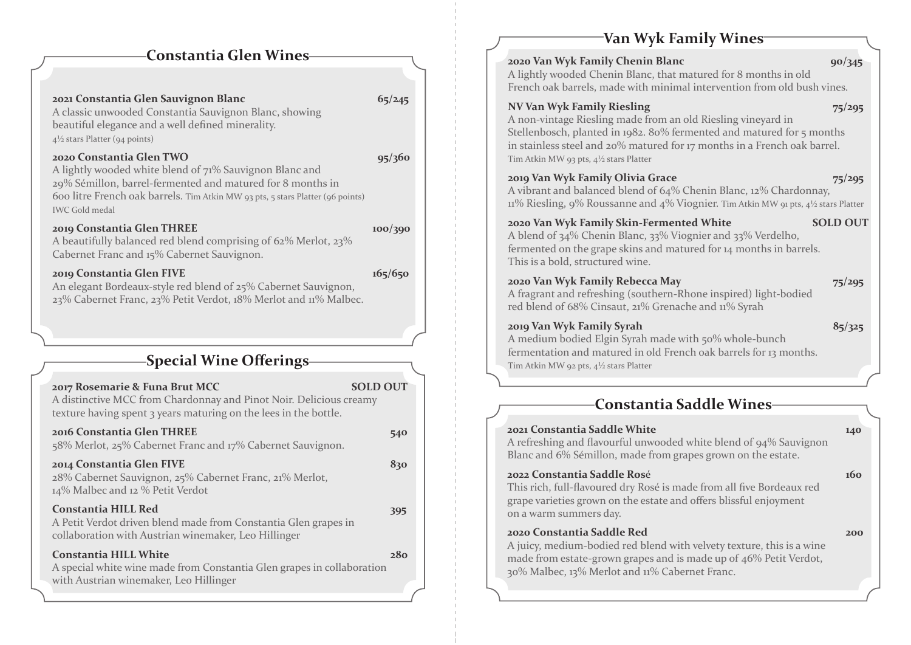## Constantia Glen Wines

**2021 Constantia Glen Sauvignon Blanc** — 65/245
A classic unwooded Constantia Sauvignon Blanc, showing beautiful elegance and a well defined minerality.
4½ stars Platter (94 points)

**2020 Constantia Glen TWO** — 95/360
A lightly wooded white blend of 71% Sauvignon Blanc and 29% Sémillon, barrel-fermented and matured for 8 months in 600 litre French oak barrels. Tim Atkin MW 93 pts, 5 stars Platter (96 points)
IWC Gold medal

**2019 Constantia Glen THREE** — 100/390
A beautifully balanced red blend comprising of 62% Merlot, 23% Cabernet Franc and 15% Cabernet Sauvignon.

**2019 Constantia Glen FIVE** — 165/650
An elegant Bordeaux-style red blend of 25% Cabernet Sauvignon, 23% Cabernet Franc, 23% Petit Verdot, 18% Merlot and 11% Malbec.

## Special Wine Offerings

**2017 Rosemarie & Funa Brut MCC** — SOLD OUT
A distinctive MCC from Chardonnay and Pinot Noir. Delicious creamy texture having spent 3 years maturing on the lees in the bottle.

**2016 Constantia Glen THREE** — 540
58% Merlot, 25% Cabernet Franc and 17% Cabernet Sauvignon.

**2014 Constantia Glen FIVE** — 830
28% Cabernet Sauvignon, 25% Cabernet Franc, 21% Merlot, 14% Malbec and 12 % Petit Verdot

**Constantia HILL Red** — 395
A Petit Verdot driven blend made from Constantia Glen grapes in collaboration with Austrian winemaker, Leo Hillinger

**Constantia HILL White** — 280
A special white wine made from Constantia Glen grapes in collaboration with Austrian winemaker, Leo Hillinger

## Van Wyk Family Wines

**2020 Van Wyk Family Chenin Blanc** — 90/345
A lightly wooded Chenin Blanc, that matured for 8 months in old French oak barrels, made with minimal intervention from old bush vines.

**NV Van Wyk Family Riesling** — 75/295
A non-vintage Riesling made from an old Riesling vineyard in Stellenbosch, planted in 1982. 80% fermented and matured for 5 months in stainless steel and 20% matured for 17 months in a French oak barrel.
Tim Atkin MW 93 pts, 4½ stars Platter

**2019 Van Wyk Family Olivia Grace** — 75/295
A vibrant and balanced blend of 64% Chenin Blanc, 12% Chardonnay, 11% Riesling, 9% Roussanne and 4% Viognier. Tim Atkin MW 91 pts, 4½ stars Platter

**2020 Van Wyk Family Skin-Fermented White** — SOLD OUT
A blend of 34% Chenin Blanc, 33% Viognier and 33% Verdelho, fermented on the grape skins and matured for 14 months in barrels. This is a bold, structured wine.

**2020 Van Wyk Family Rebecca May** — 75/295
A fragrant and refreshing (southern-Rhone inspired) light-bodied red blend of 68% Cinsaut, 21% Grenache and 11% Syrah

**2019 Van Wyk Family Syrah** — 85/325
A medium bodied Elgin Syrah made with 50% whole-bunch fermentation and matured in old French oak barrels for 13 months.
Tim Atkin MW 92 pts, 4½ stars Platter

## Constantia Saddle Wines

**2021 Constantia Saddle White** — 140
A refreshing and flavourful unwooded white blend of 94% Sauvignon Blanc and 6% Sémillon, made from grapes grown on the estate.

**2022 Constantia Saddle Rosé** — 160
This rich, full-flavoured dry Rosé is made from all five Bordeaux red grape varieties grown on the estate and offers blissful enjoyment on a warm summers day.

**2020 Constantia Saddle Red** — 200
A juicy, medium-bodied red blend with velvety texture, this is a wine made from estate-grown grapes and is made up of 46% Petit Verdot, 30% Malbec, 13% Merlot and 11% Cabernet Franc.